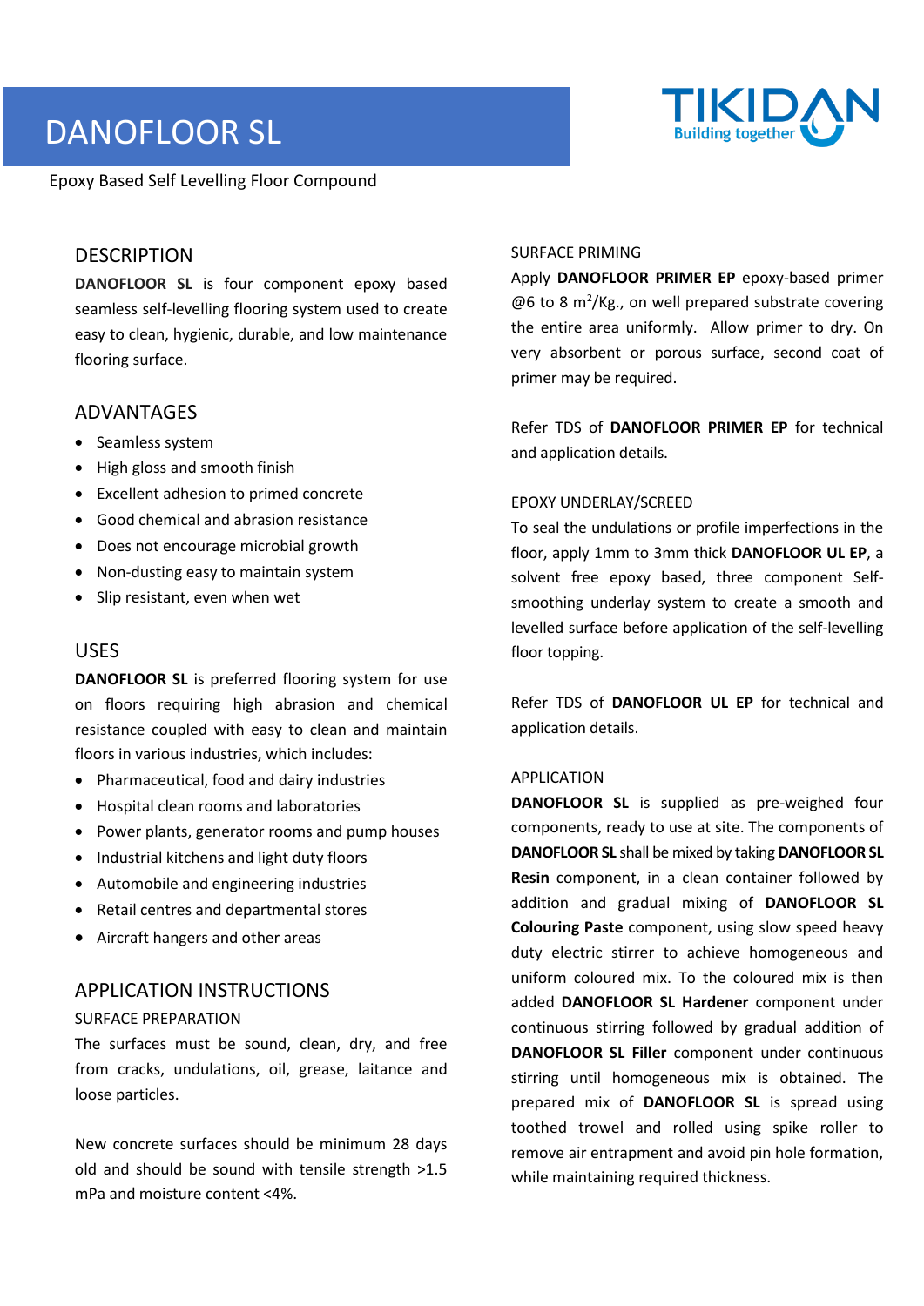# DANOFLOOR SL

TIKIDAN Building together

Epoxy Based Self Levelling Floor Compound

## DESCRIPTION

**DANOFLOOR SL** is four component epoxy based seamless self-levelling flooring system used to create easy to clean, hygienic, durable, and low maintenance flooring surface.

## ADVANTAGES

- Seamless system
- High gloss and smooth finish
- Excellent adhesion to primed concrete
- Good chemical and abrasion resistance
- Does not encourage microbial growth
- Non-dusting easy to maintain system
- Slip resistant, even when wet

## USES

**DANOFLOOR SL** is preferred flooring system for use on floors requiring high abrasion and chemical resistance coupled with easy to clean and maintain floors in various industries, which includes:

- Pharmaceutical, food and dairy industries
- Hospital clean rooms and laboratories
- Power plants, generator rooms and pump houses
- Industrial kitchens and light duty floors
- Automobile and engineering industries
- Retail centres and departmental stores
- Aircraft hangers and other areas

## APPLICATION INSTRUCTIONS

### SURFACE PREPARATION

The surfaces must be sound, clean, dry, and free from cracks, undulations, oil, grease, laitance and loose particles.

New concrete surfaces should be minimum 28 days old and should be sound with tensile strength >1.5 mPa and moisture content <4%.

### SURFACE PRIMING

Apply **DANOFLOOR PRIMER EP** epoxy-based primer @6 to 8 $m^2$/Kg., on well prepared substrate covering the entire area uniformly. Allow primer to dry. On very absorbent or porous surface, second coat of primer may be required.

Refer TDS of **DANOFLOOR PRIMER EP** for technical and application details.

### EPOXY UNDERLAY/SCREED

To seal the undulations or profile imperfections in the floor, apply 1mm to 3mm thick **DANOFLOOR UL EP**, a solvent free epoxy based, three component Self-smoothing underlay system to create a smooth and levelled surface before application of the self-levelling floor topping.

Refer TDS of **DANOFLOOR UL EP** for technical and application details.

### APPLICATION

**DANOFLOOR SL** is supplied as pre-weighed four components, ready to use at site. The components of **DANOFLOOR SL** shall be mixed by taking **DANOFLOOR SL Resin** component, in a clean container followed by addition and gradual mixing of **DANOFLOOR SL Colouring Paste** component, using slow speed heavy duty electric stirrer to achieve homogeneous and uniform coloured mix. To the coloured mix is then added **DANOFLOOR SL Hardener** component under continuous stirring followed by gradual addition of **DANOFLOOR SL Filler** component under continuous stirring until homogeneous mix is obtained. The prepared mix of **DANOFLOOR SL** is spread using toothed trowel and rolled using spike roller to remove air entrapment and avoid pin hole formation, while maintaining required thickness.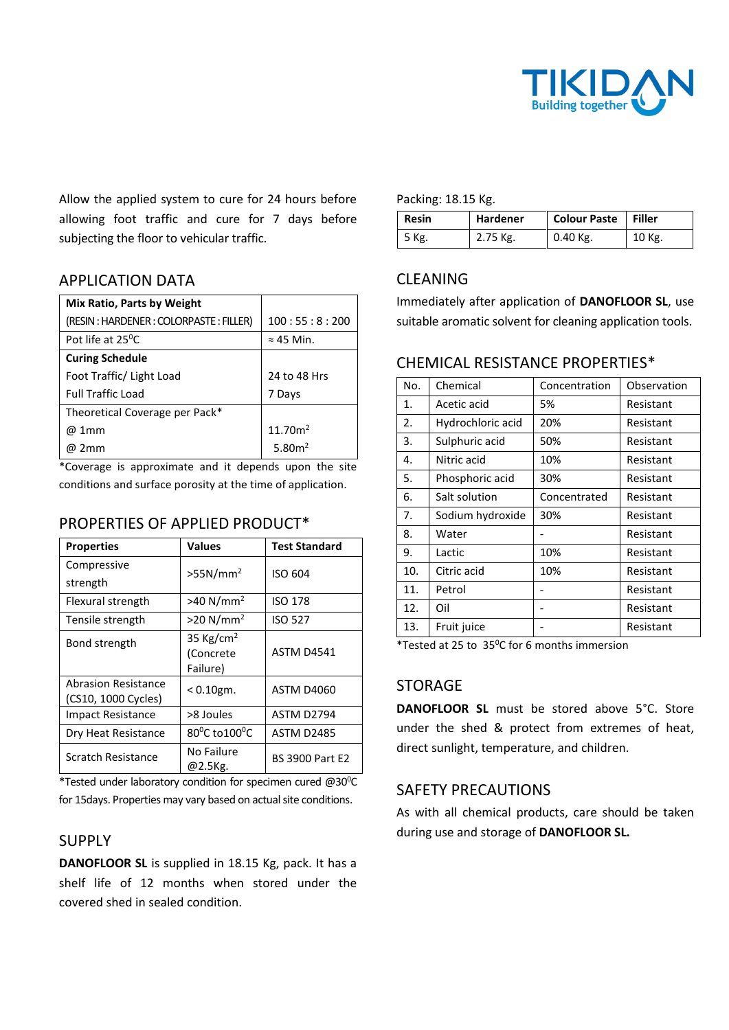Allow the applied system to cure for 24 hours before allowing foot traffic and cure for 7 days before subjecting the floor to vehicular traffic.

## APPLICATION DATA

| **Mix Ratio, Parts by Weight** (RESIN : HARDENER : COLORPASTE : FILLER) | 100 : 55 : 8 : 200 |
|---|---|
| Pot life at 25$^0$C | ≈ 45 Min. |
| **Curing Schedule** | |
| Foot Traffic/ Light Load | 24 to 48 Hrs |
| Full Traffic Load | 7 Days |
| Theoretical Coverage per Pack* | |
| @ 1mm | 11.70m$^2$ |
| @ 2mm | 5.80m$^2$ |

*Coverage is approximate and it depends upon the site conditions and surface porosity at the time of application.

## PROPERTIES OF APPLIED PRODUCT*

| Properties | Values | Test Standard |
|---|---|---|
| Compressive strength | >55N/mm$^2$ | ISO 604 |
| Flexural strength | >40 N/mm$^2$ | ISO 178 |
| Tensile strength | >20 N/mm$^2$ | ISO 527 |
| Bond strength | 35 Kg/cm$^2$ (Concrete Failure) | ASTM D4541 |
| Abrasion Resistance (CS10, 1000 Cycles) | < 0.10gm. | ASTM D4060 |
| Impact Resistance | >8 Joules | ASTM D2794 |
| Dry Heat Resistance | 80$^0$C to100$^0$C | ASTM D2485 |
| Scratch Resistance | No Failure @2.5Kg. | BS 3900 Part E2 |

*Tested under laboratory condition for specimen cured @30$^0$C for 15days. Properties may vary based on actual site conditions.

## SUPPLY

**DANOFLOOR SL** is supplied in 18.15 Kg, pack. It has a shelf life of 12 months when stored under the covered shed in sealed condition.

Packing: 18.15 Kg.

| Resin | Hardener | Colour Paste | Filler |
|---|---|---|---|
| 5 Kg. | 2.75 Kg. | 0.40 Kg. | 10 Kg. |

## CLEANING

Immediately after application of **DANOFLOOR SL**, use suitable aromatic solvent for cleaning application tools.

## CHEMICAL RESISTANCE PROPERTIES*

| No. | Chemical | Concentration | Observation |
|---|---|---|---|
| 1. | Acetic acid | 5% | Resistant |
| 2. | Hydrochloric acid | 20% | Resistant |
| 3. | Sulphuric acid | 50% | Resistant |
| 4. | Nitric acid | 10% | Resistant |
| 5. | Phosphoric acid | 30% | Resistant |
| 6. | Salt solution | Concentrated | Resistant |
| 7. | Sodium hydroxide | 30% | Resistant |
| 8. | Water | - | Resistant |
| 9. | Lactic | 10% | Resistant |
| 10. | Citric acid | 10% | Resistant |
| 11. | Petrol | - | Resistant |
| 12. | Oil | - | Resistant |
| 13. | Fruit juice | - | Resistant |

*Tested at 25 to 35$^0$C for 6 months immersion

## STORAGE

**DANOFLOOR SL** must be stored above 5°C. Store under the shed & protect from extremes of heat, direct sunlight, temperature, and children.

## SAFETY PRECAUTIONS

As with all chemical products, care should be taken during use and storage of **DANOFLOOR SL.**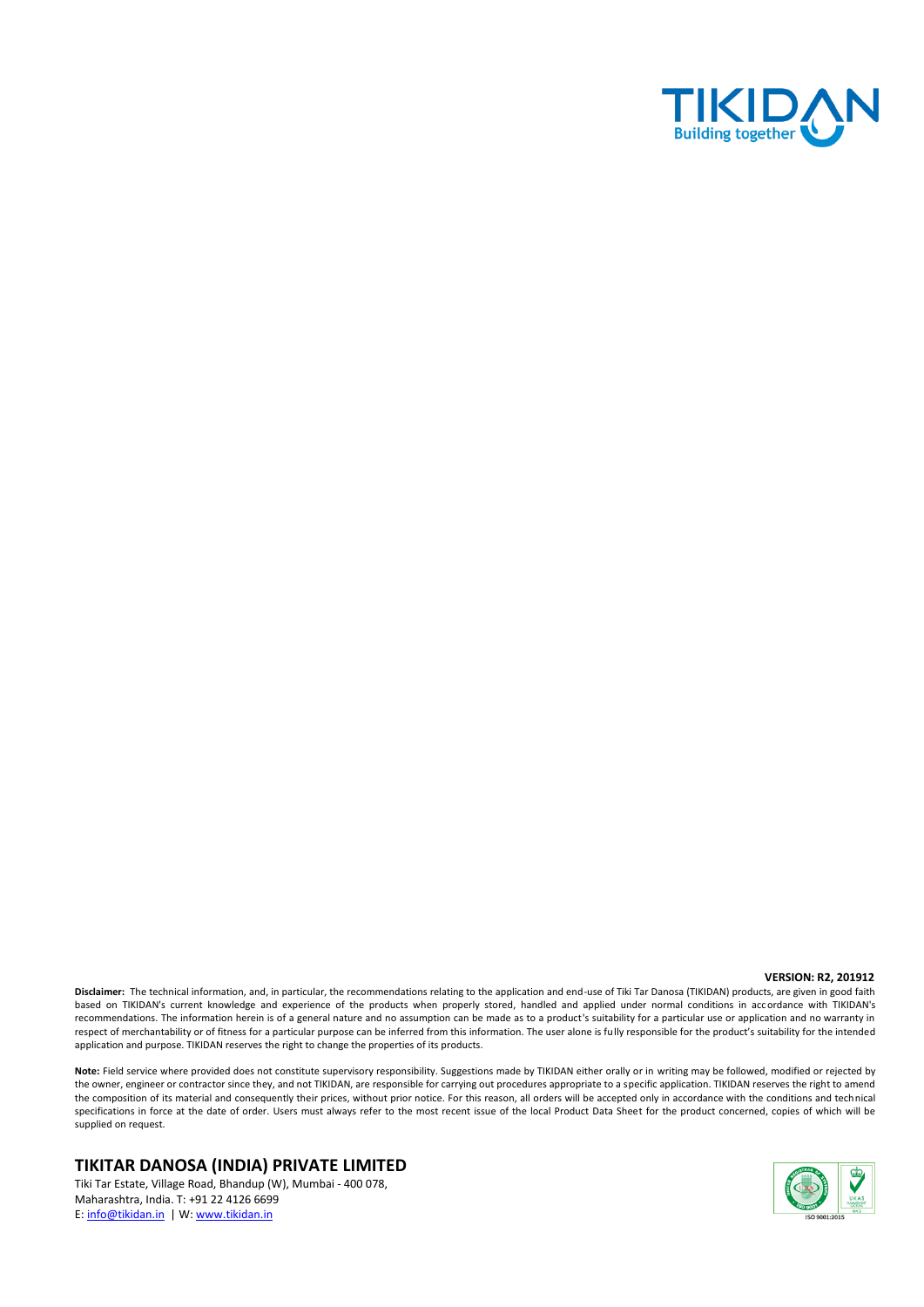**VERSION: R2, 201912**

**Disclaimer:** The technical information, and, in particular, the recommendations relating to the application and end-use of Tiki Tar Danosa (TIKIDAN) products, are given in good faith based on TIKIDAN's current knowledge and experience of the products when properly stored, handled and applied under normal conditions in accordance with TIKIDAN's recommendations. The information herein is of a general nature and no assumption can be made as to a product's suitability for a particular use or application and no warranty in respect of merchantability or of fitness for a particular purpose can be inferred from this information. The user alone is fully responsible for the product's suitability for the intended application and purpose. TIKIDAN reserves the right to change the properties of its products.

**Note:** Field service where provided does not constitute supervisory responsibility. Suggestions made by TIKIDAN either orally or in writing may be followed, modified or rejected by the owner, engineer or contractor since they, and not TIKIDAN, are responsible for carrying out procedures appropriate to a specific application. TIKIDAN reserves the right to amend the composition of its material and consequently their prices, without prior notice. For this reason, all orders will be accepted only in accordance with the conditions and technical specifications in force at the date of order. Users must always refer to the most recent issue of the local Product Data Sheet for the product concerned, copies of which will be supplied on request.

## TIKITAR DANOSA (INDIA) PRIVATE LIMITED

Tiki Tar Estate, Village Road, Bhandup (W), Mumbai - 400 078,
Maharashtra, India. T: +91 22 4126 6699
E: info@tikidan.in | W: www.tikidan.in

ISO 9001:2015